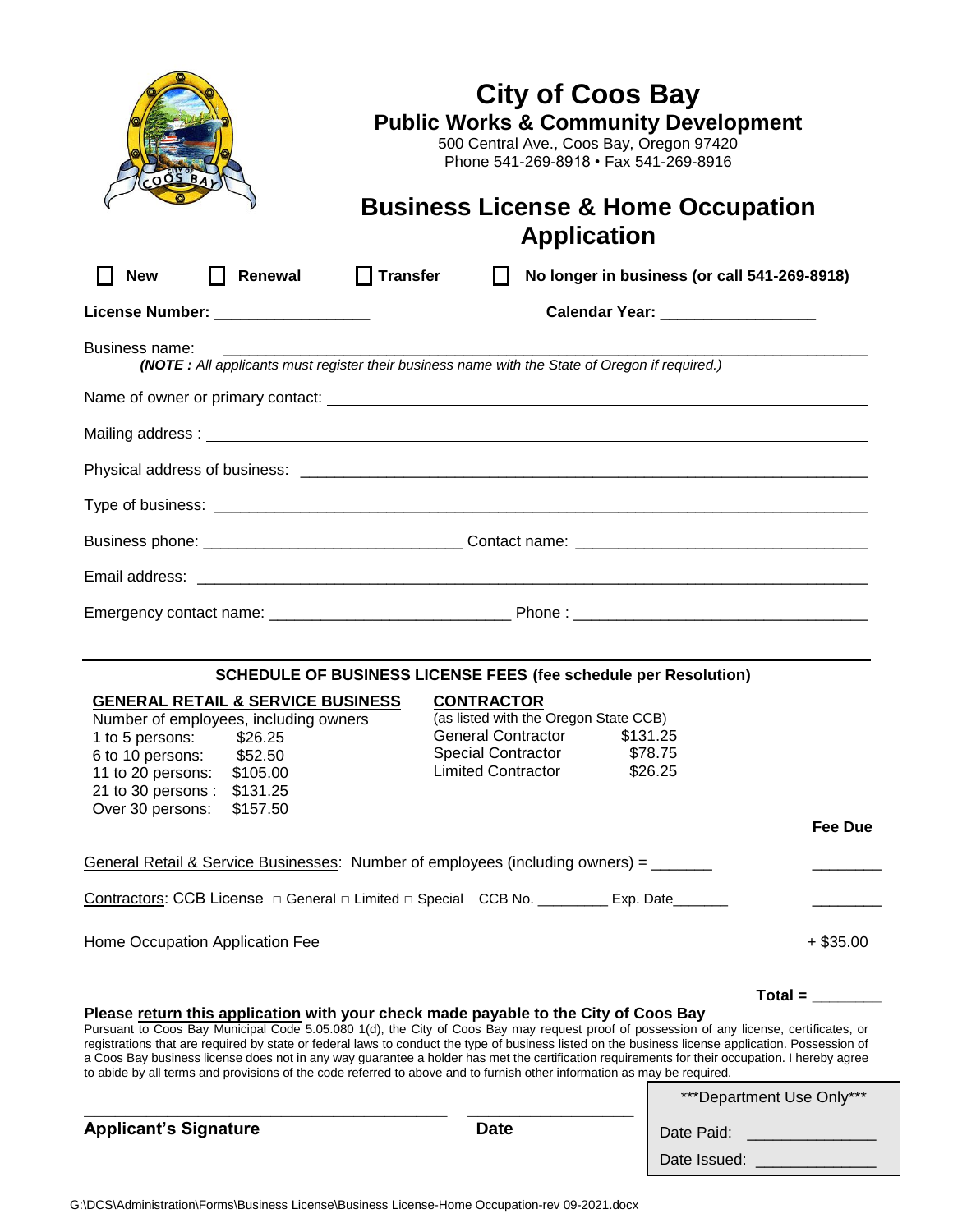# City of Coos Bay

## Public Works & Community Development

500 Central Ave., Coos Bay, Oregon 97420
Phone 541-269-8918 • Fax 541-269-8916

## Business License & Home Occupation Application

☐ **New** ☐ **Renewal** ☐ **Transfer** ☐ **No longer in business (or call 541-269-8918)**

**License Number:** _________________ **Calendar Year:** _________________

Business name: ___________________________________________________________________________

***(NOTE :*** *All applicants must register their business name with the State of Oregon if required.)*

Name of owner or primary contact: ___________________________________________________________

Mailing address : ___________________________________________________________________________

Physical address of business: ________________________________________________________________

Type of business: __________________________________________________________________________

Business phone: _____________________________ Contact name: _________________________________

Email address: ____________________________________________________________________________

Emergency contact name: ___________________________ Phone : __________________________________

---

**SCHEDULE OF BUSINESS LICENSE FEES (fee schedule per Resolution)**

**GENERAL RETAIL & SERVICE BUSINESS**

Number of employees, including owners

| | |
|---|---|
| 1 to 5 persons: | $26.25 |
| 6 to 10 persons: | $52.50 |
| 11 to 20 persons: | $105.00 |
| 21 to 30 persons : | $131.25 |
| Over 30 persons: | $157.50 |

**CONTRACTOR**

(as listed with the Oregon State CCB)

| | |
|---|---|
| General Contractor | $131.25 |
| Special Contractor | $78.75 |
| Limited Contractor | $26.25 |

**Fee Due**

General Retail & Service Businesses: Number of employees (including owners) = _______ ________

Contractors: CCB License □ General □ Limited □ Special CCB No. _________ Exp. Date_______ ________

Home Occupation Application Fee + $35.00

**Total =** ________

**Please return this application with your check made payable to the City of Coos Bay**

Pursuant to Coos Bay Municipal Code 5.05.080 1(d), the City of Coos Bay may request proof of possession of any license, certificates, or registrations that are required by state or federal laws to conduct the type of business listed on the business license application. Possession of a Coos Bay business license does not in any way guarantee a holder has met the certification requirements for their occupation. I hereby agree to abide by all terms and provisions of the code referred to above and to furnish other information as may be required.

_____________________________________________ ____________________

**Applicant's Signature** **Date**

***Department Use Only***

Date Paid: ______________

Date Issued: ______________

G:\DCS\Administration\Forms\Business License\Business License-Home Occupation-rev 09-2021.docx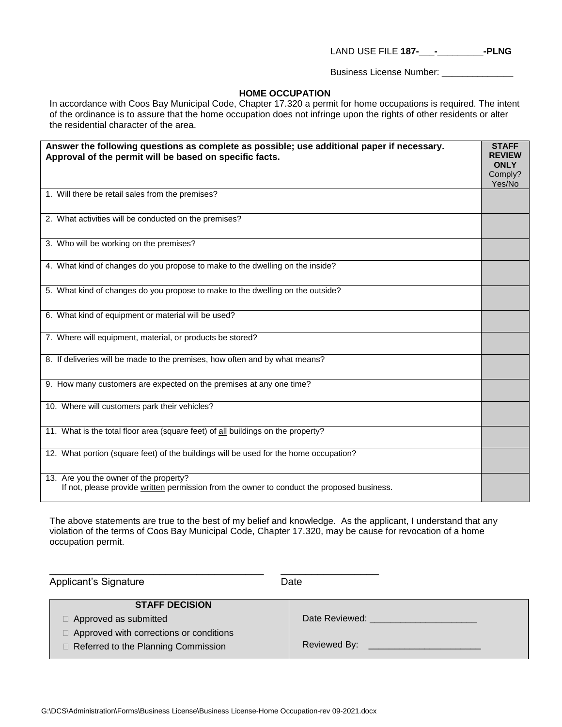LAND USE FILE **187-___-_________-PLNG**

Business License Number: ______________

## HOME OCCUPATION

In accordance with Coos Bay Municipal Code, Chapter 17.320 a permit for home occupations is required. The intent of the ordinance is to assure that the home occupation does not infringe upon the rights of other residents or alter the residential character of the area.

| **Answer the following questions as complete as possible; use additional paper if necessary. Approval of the permit will be based on specific facts.** | **STAFF REVIEW ONLY** Comply? Yes/No |
|---|---|
| 1. Will there be retail sales from the premises? | |
| 2. What activities will be conducted on the premises? | |
| 3. Who will be working on the premises? | |
| 4. What kind of changes do you propose to make to the dwelling on the inside? | |
| 5. What kind of changes do you propose to make to the dwelling on the outside? | |
| 6. What kind of equipment or material will be used? | |
| 7. Where will equipment, material, or products be stored? | |
| 8. If deliveries will be made to the premises, how often and by what means? | |
| 9. How many customers are expected on the premises at any one time? | |
| 10. Where will customers park their vehicles? | |
| 11. What is the total floor area (square feet) of all buildings on the property? | |
| 12. What portion (square feet) of the buildings will be used for the home occupation? | |
| 13. Are you the owner of the property? If not, please provide written permission from the owner to conduct the proposed business. | |

The above statements are true to the best of my belief and knowledge. As the applicant, I understand that any violation of the terms of Coos Bay Municipal Code, Chapter 17.320, may be cause for revocation of a home occupation permit.

_________________________________________ __________________

Applicant's Signature Date

| **STAFF DECISION** | |
|---|---|
| ☐ Approved as submitted | Date Reviewed: _____________________ |
| ☐ Approved with corrections or conditions | |
| ☐ Referred to the Planning Commission | Reviewed By: _____________________ |

G:\DCS\Administration\Forms\Business License\Business License-Home Occupation-rev 09-2021.docx